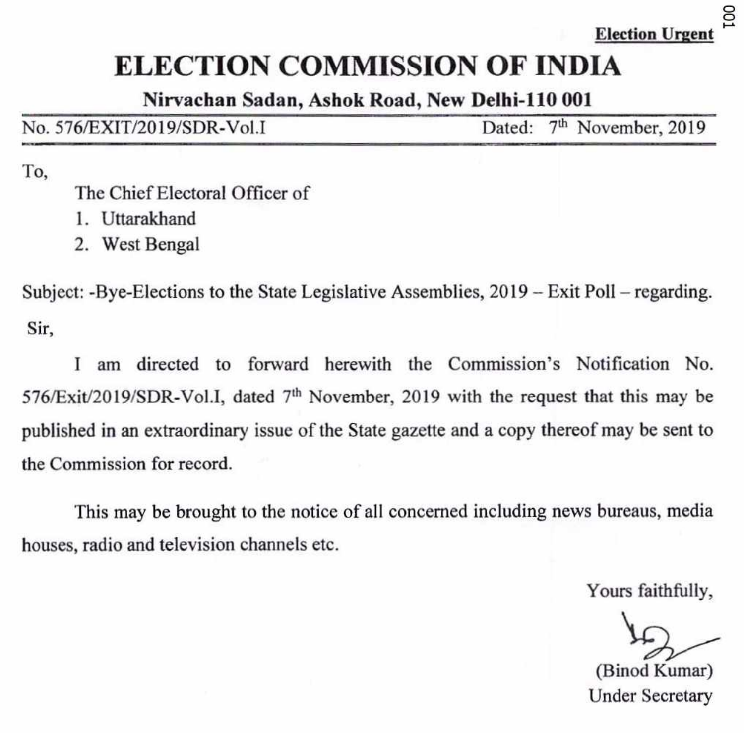**Election Urgent**

# ELECTION COMMISSION OF INDIA

**Nirvachan Sadan, Ashok Road, New Delhi-110 001**

No. 576/EXIT/2019/SDR-Vol.I                                        Dated: 7th November, 2019

To,

The Chief Electoral Officer of

1. Uttarakhand
2. West Bengal

Subject: -Bye-Elections to the State Legislative Assemblies, 2019 – Exit Poll – regarding.

Sir,

I am directed to forward herewith the Commission's Notification No. 576/Exit/2019/SDR-Vol.I, dated 7th November, 2019 with the request that this may be published in an extraordinary issue of the State gazette and a copy thereof may be sent to the Commission for record.

This may be brought to the notice of all concerned including news bureaus, media houses, radio and television channels etc.

Yours faithfully,

(Binod Kumar)
Under Secretary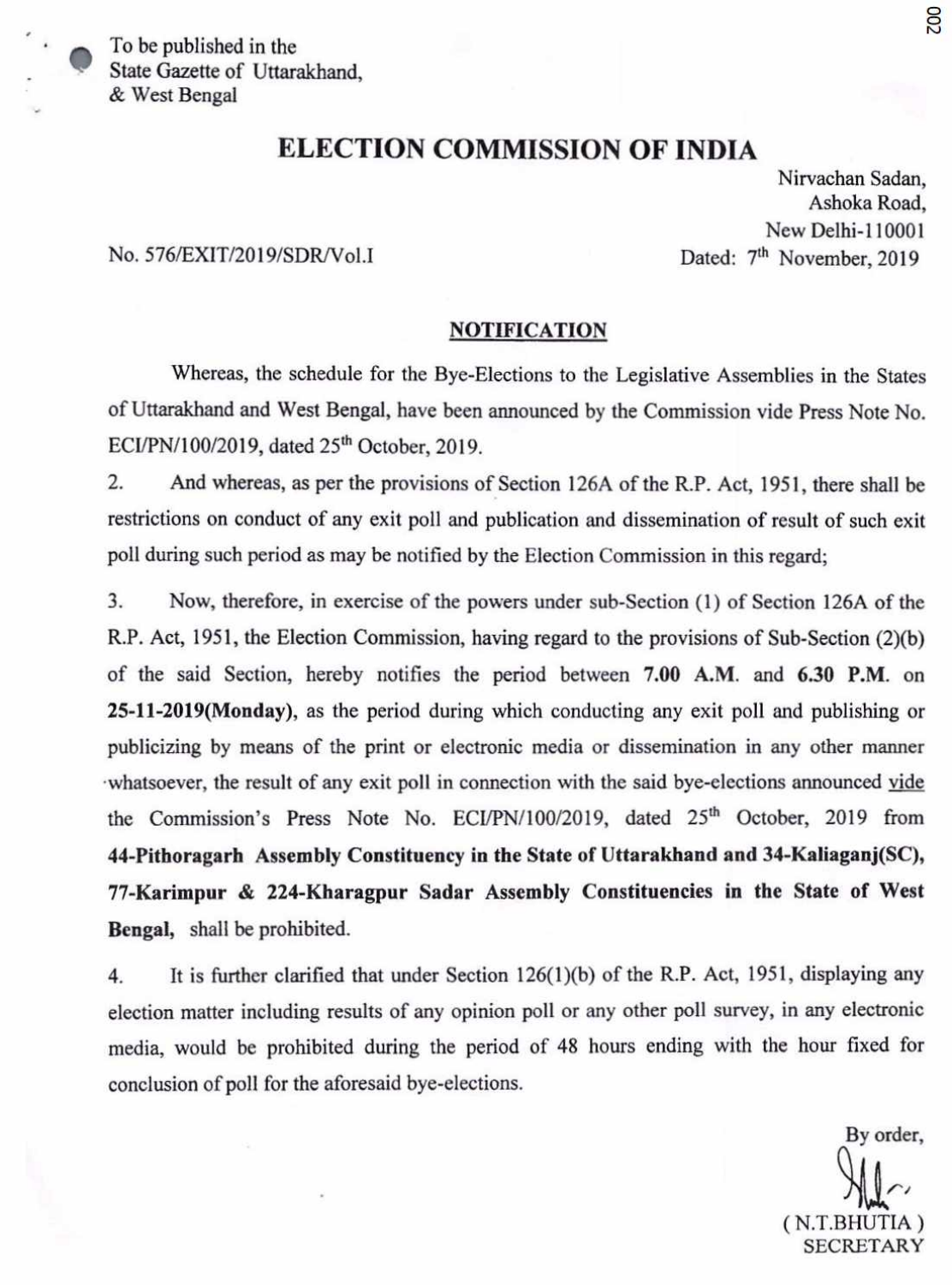To be published in the
State Gazette of Uttarakhand,
& West Bengal

# ELECTION COMMISSION OF INDIA

Nirvachan Sadan,
Ashoka Road,
New Delhi-110001

No. 576/EXIT/2019/SDR/Vol.I

Dated: 7th November, 2019

## NOTIFICATION

Whereas, the schedule for the Bye-Elections to the Legislative Assemblies in the States of Uttarakhand and West Bengal, have been announced by the Commission vide Press Note No. ECI/PN/100/2019, dated 25th October, 2019.

2. And whereas, as per the provisions of Section 126A of the R.P. Act, 1951, there shall be restrictions on conduct of any exit poll and publication and dissemination of result of such exit poll during such period as may be notified by the Election Commission in this regard;

3. Now, therefore, in exercise of the powers under sub-Section (1) of Section 126A of the R.P. Act, 1951, the Election Commission, having regard to the provisions of Sub-Section (2)(b) of the said Section, hereby notifies the period between **7.00 A.M.** and **6.30 P.M.** on **25-11-2019(Monday)**, as the period during which conducting any exit poll and publishing or publicizing by means of the print or electronic media or dissemination in any other manner whatsoever, the result of any exit poll in connection with the said bye-elections announced vide the Commission's Press Note No. ECI/PN/100/2019, dated 25th October, 2019 from **44-Pithoragarh Assembly Constituency in the State of Uttarakhand and 34-Kaliaganj(SC), 77-Karimpur & 224-Kharagpur Sadar Assembly Constituencies in the State of West Bengal,** shall be prohibited.

4. It is further clarified that under Section 126(1)(b) of the R.P. Act, 1951, displaying any election matter including results of any opinion poll or any other poll survey, in any electronic media, would be prohibited during the period of 48 hours ending with the hour fixed for conclusion of poll for the aforesaid bye-elections.

By order,

(N.T.BHUTIA)
SECRETARY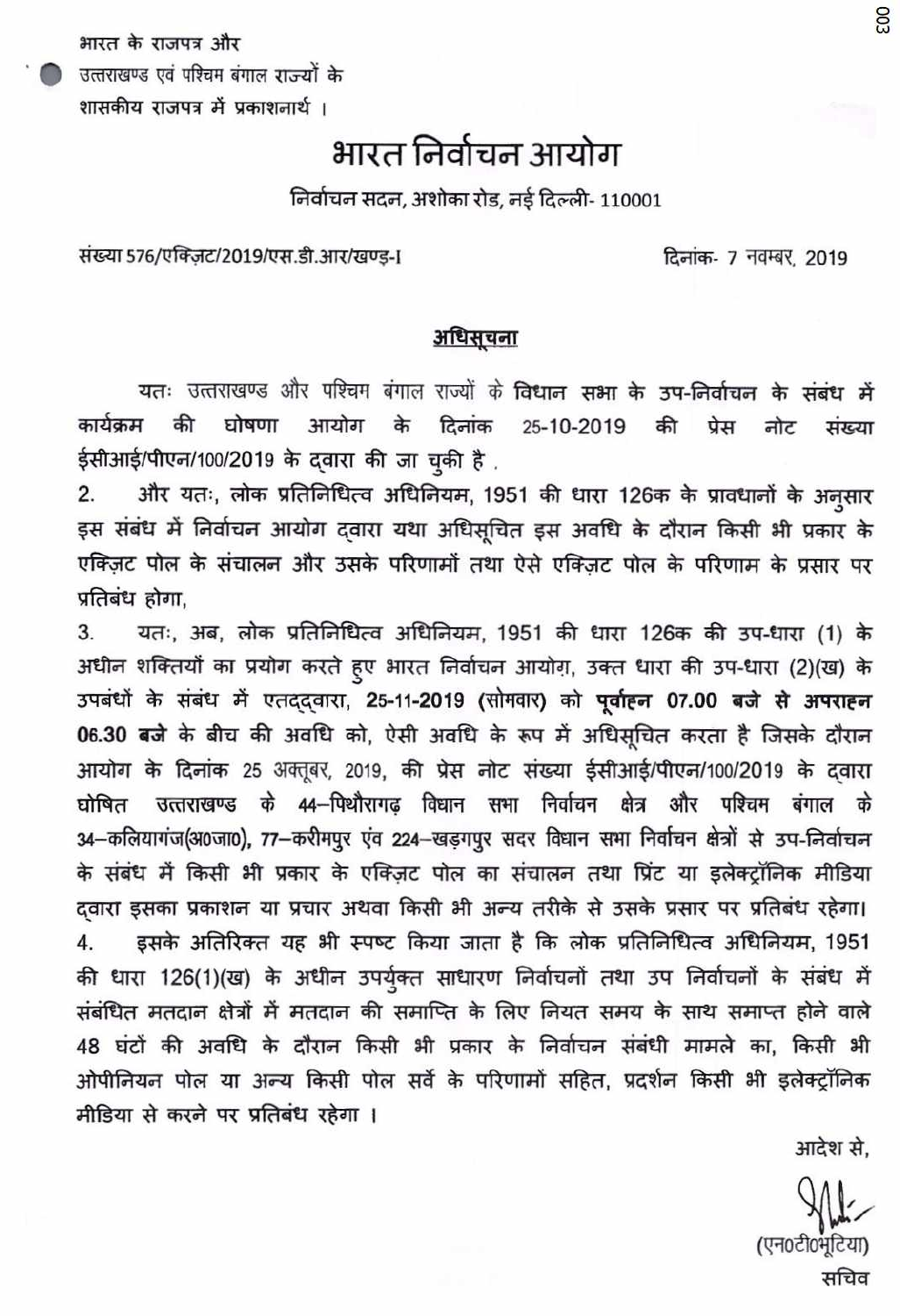भारत के राजपत्र और
उत्तराखण्ड एवं पश्चिम बंगाल राज्यों के
शासकीय राजपत्र में प्रकाशनार्थ ।

# भारत निर्वाचन आयोग

निर्वाचन सदन, अशोका रोड, नई दिल्ली- 110001

संख्या 576/एक्ज़िट/2019/एस.डी.आर/खण्ड-I

दिनांक- 7 नवम्बर, 2019

## अधिसूचना

यतः उत्तराखण्ड और पश्चिम बंगाल राज्यों के **विधान सभा के उप-निर्वाचन के संबंध में** कार्यक्रम की घोषणा आयोग के दिनांक 25-10-2019 की प्रेस नोट संख्या ईसीआई/पीएन/100/2019 के द्वारा की जा चुकी है .

2. और यतः, लोक प्रतिनिधित्व अधिनियम, 1951 की धारा 126क के प्रावधानों के अनुसार इस संबंध में निर्वाचन आयोग द्वारा यथा अधिसूचित इस अवधि के दौरान किसी भी प्रकार के एक्ज़िट पोल के संचालन और उसके परिणामों तथा ऐसे एक्ज़िट पोल के परिणाम के प्रसार पर प्रतिबंध होगा,

3. यतः, अब, लोक प्रतिनिधित्व अधिनियम, 1951 की धारा 126क की उप-धारा (1) के अधीन शक्तियों का प्रयोग करते हुए भारत निर्वाचन आयोग, उक्त धारा की उप-धारा (2)(ख) के उपबंधों के संबंध में एतद्द्वारा, **25-11-2019 (सोमवार)** को **पूर्वाह्न 07.00 बजे से अपराह्न 06.30 बजे** के बीच की अवधि को, ऐसी अवधि के रूप में अधिसूचित करता है जिसके दौरान आयोग के दिनांक 25 अक्तूबर, 2019, की प्रेस नोट संख्या ईसीआई/पीएन/100/2019 के द्वारा घोषित उत्तराखण्ड के 44–पिथौरागढ़ विधान सभा निर्वाचन क्षेत्र और पश्चिम बंगाल के **34–कलियागंज(अ0जा0), 77–करीमपुर एवं 224–खड़गपुर सदर विधान सभा निर्वाचन क्षेत्रों से उप-निर्वाचन के संबंध में किसी भी प्रकार के एक्ज़िट पोल का संचालन तथा प्रिंट या इलेक्ट्रॉनिक मीडिया द्वारा इसका प्रकाशन या प्रचार अथवा किसी भी अन्य तरीके से उसके प्रसार पर प्रतिबंध रहेगा।**

4. इसके अतिरिक्त यह भी स्पष्ट किया जाता है कि लोक प्रतिनिधित्व अधिनियम, 1951 की धारा 126(1)(ख) के अधीन उपर्युक्त साधारण निर्वाचनों तथा उप निर्वाचनों के संबंध में संबंधित मतदान क्षेत्रों में मतदान की समाप्ति के लिए नियत समय के साथ समाप्त होने वाले 48 घंटों की अवधि के दौरान किसी भी प्रकार के निर्वाचन संबंधी मामले का, किसी भी ओपीनियन पोल या अन्य किसी पोल सर्वे के परिणामों सहित, प्रदर्शन किसी भी इलेक्ट्रॉनिक मीडिया से करने पर प्रतिबंध रहेगा ।

आदेश से,

(एन0टी0भूटिया)
सचिव